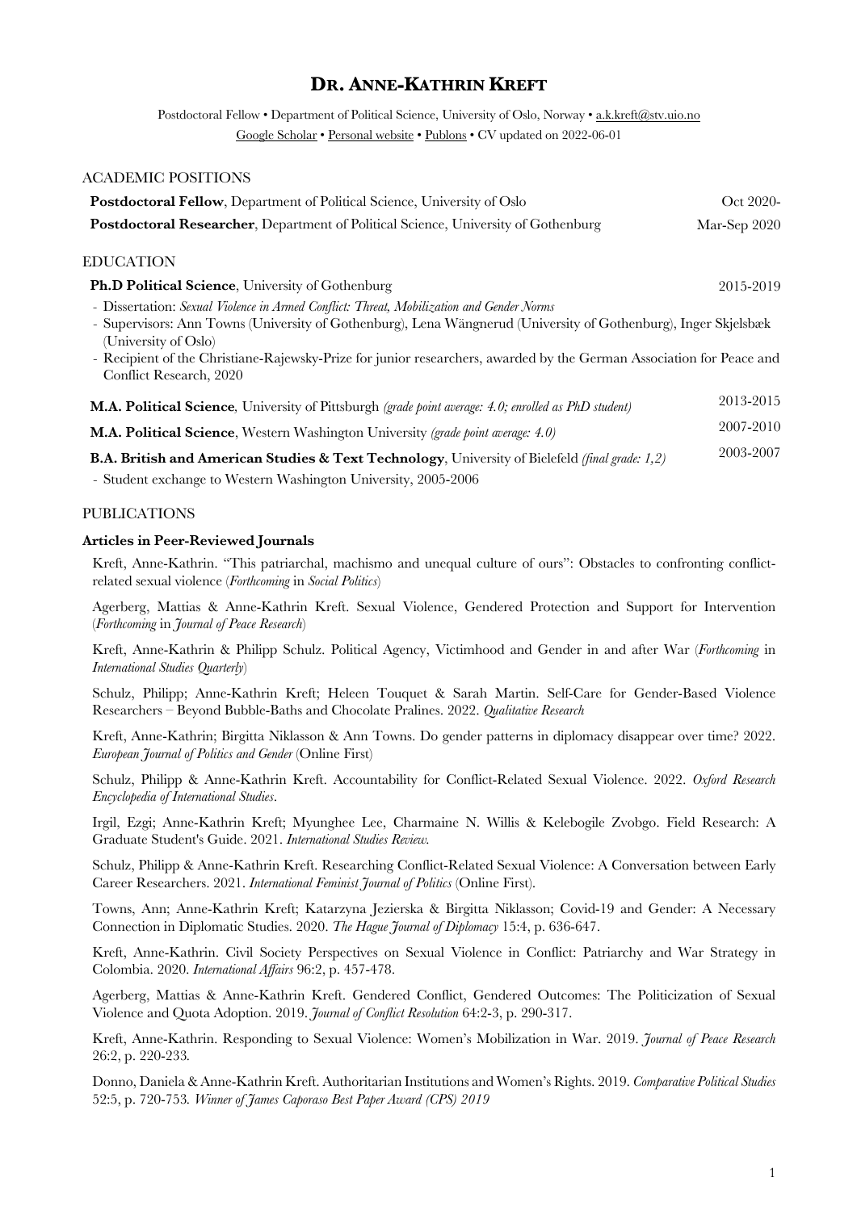# Dr. Anne-Kathrin Kreft

Postdoctoral Fellow • Department of Political Science, University of Oslo, Norway • a.k.kreft@stv.uio.no
Google Scholar • Personal website • Publons • CV updated on 2022-06-01

## ACADEMIC POSITIONS

**Postdoctoral Fellow**, Department of Political Science, University of Oslo — Oct 2020-

**Postdoctoral Researcher**, Department of Political Science, University of Gothenburg — Mar-Sep 2020

## EDUCATION

**Ph.D Political Science**, University of Gothenburg — 2015-2019

- Dissertation: *Sexual Violence in Armed Conflict: Threat, Mobilization and Gender Norms*
- Supervisors: Ann Towns (University of Gothenburg), Lena Wängnerud (University of Gothenburg), Inger Skjelsbæk (University of Oslo)
- Recipient of the Christiane-Rajewsky-Prize for junior researchers, awarded by the German Association for Peace and Conflict Research, 2020

**M.A. Political Science**, University of Pittsburgh *(grade point average: 4.0; enrolled as PhD student)* — 2013-2015

**M.A. Political Science**, Western Washington University *(grade point average: 4.0)* — 2007-2010

**B.A. British and American Studies & Text Technology**, University of Bielefeld *(final grade: 1,2)* — 2003-2007

- Student exchange to Western Washington University, 2005-2006

## PUBLICATIONS

### Articles in Peer-Reviewed Journals

Kreft, Anne-Kathrin. "This patriarchal, machismo and unequal culture of ours": Obstacles to confronting conflict-related sexual violence (*Forthcoming* in *Social Politics*)

Agerberg, Mattias & Anne-Kathrin Kreft. Sexual Violence, Gendered Protection and Support for Intervention (*Forthcoming* in *Journal of Peace Research*)

Kreft, Anne-Kathrin & Philipp Schulz. Political Agency, Victimhood and Gender in and after War (*Forthcoming* in *International Studies Quarterly*)

Schulz, Philipp; Anne-Kathrin Kreft; Heleen Touquet & Sarah Martin. Self-Care for Gender-Based Violence Researchers – Beyond Bubble-Baths and Chocolate Pralines. 2022. *Qualitative Research*

Kreft, Anne-Kathrin; Birgitta Niklasson & Ann Towns. Do gender patterns in diplomacy disappear over time? 2022. *European Journal of Politics and Gender* (Online First)

Schulz, Philipp & Anne-Kathrin Kreft. Accountability for Conflict-Related Sexual Violence. 2022. *Oxford Research Encyclopedia of International Studies*.

Irgil, Ezgi; Anne-Kathrin Kreft; Myunghee Lee, Charmaine N. Willis & Kelebogile Zvobgo. Field Research: A Graduate Student's Guide. 2021. *International Studies Review.*

Schulz, Philipp & Anne-Kathrin Kreft. Researching Conflict-Related Sexual Violence: A Conversation between Early Career Researchers. 2021. *International Feminist Journal of Politics* (Online First).

Towns, Ann; Anne-Kathrin Kreft; Katarzyna Jezierska & Birgitta Niklasson; Covid-19 and Gender: A Necessary Connection in Diplomatic Studies. 2020. *The Hague Journal of Diplomacy* 15:4, p. 636-647.

Kreft, Anne-Kathrin. Civil Society Perspectives on Sexual Violence in Conflict: Patriarchy and War Strategy in Colombia. 2020. *International Affairs* 96:2, p. 457-478.

Agerberg, Mattias & Anne-Kathrin Kreft. Gendered Conflict, Gendered Outcomes: The Politicization of Sexual Violence and Quota Adoption. 2019. *Journal of Conflict Resolution* 64:2-3, p. 290-317.

Kreft, Anne-Kathrin. Responding to Sexual Violence: Women's Mobilization in War. 2019. *Journal of Peace Research* 26:2, p. 220-233.

Donno, Daniela & Anne-Kathrin Kreft. Authoritarian Institutions and Women's Rights. 2019. *Comparative Political Studies* 52:5, p. 720-753. *Winner of James Caporaso Best Paper Award (CPS) 2019*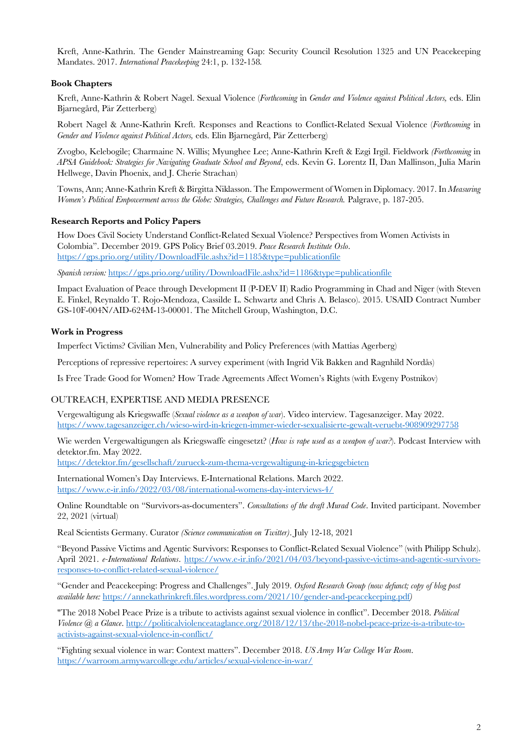Kreft, Anne-Kathrin. The Gender Mainstreaming Gap: Security Council Resolution 1325 and UN Peacekeeping Mandates. 2017. *International Peacekeeping* 24:1, p. 132-158.

### Book Chapters

Kreft, Anne-Kathrin & Robert Nagel. Sexual Violence (*Forthcoming* in *Gender and Violence against Political Actors,* eds. Elin Bjarnegård, Pär Zetterberg)

Robert Nagel & Anne-Kathrin Kreft. Responses and Reactions to Conflict-Related Sexual Violence (*Forthcoming* in *Gender and Violence against Political Actors,* eds. Elin Bjarnegård, Pär Zetterberg)

Zvogbo, Kelebogile; Charmaine N. Willis; Myunghee Lee; Anne-Kathrin Kreft & Ezgi Irgil. Fieldwork *(Forthcoming* in *APSA Guidebook: Strategies for Navigating Graduate School and Beyond*, eds. Kevin G. Lorentz II, Dan Mallinson, Julia Marin Hellwege, Davin Phoenix, and J. Cherie Strachan)

Towns, Ann; Anne-Kathrin Kreft & Birgitta Niklasson. The Empowerment of Women in Diplomacy. 2017. In *Measuring Women's Political Empowerment across the Globe: Strategies, Challenges and Future Research.* Palgrave, p. 187-205.

### Research Reports and Policy Papers

How Does Civil Society Understand Conflict-Related Sexual Violence? Perspectives from Women Activists in Colombia". December 2019. GPS Policy Brief 03.2019. *Peace Research Institute Oslo*. https://gps.prio.org/utility/DownloadFile.ashx?id=1185&type=publicationfile

*Spanish version:* https://gps.prio.org/utility/DownloadFile.ashx?id=1186&type=publicationfile

Impact Evaluation of Peace through Development II (P-DEV II) Radio Programming in Chad and Niger (with Steven E. Finkel, Reynaldo T. Rojo-Mendoza, Cassilde L. Schwartz and Chris A. Belasco). 2015. USAID Contract Number GS-10F-004N/AID-624M-13-00001. The Mitchell Group, Washington, D.C.

### Work in Progress

Imperfect Victims? Civilian Men, Vulnerability and Policy Preferences (with Mattias Agerberg)

Perceptions of repressive repertoires: A survey experiment (with Ingrid Vik Bakken and Ragnhild Nordås)

Is Free Trade Good for Women? How Trade Agreements Affect Women's Rights (with Evgeny Postnikov)

## OUTREACH, EXPERTISE AND MEDIA PRESENCE

Vergewaltigung als Kriegswaffe (*Sexual violence as a weapon of war*). Video interview. Tagesanzeiger. May 2022. https://www.tagesanzeiger.ch/wieso-wird-in-kriegen-immer-wieder-sexualisierte-gewalt-veruebt-908909297758

Wie werden Vergewaltigungen als Kriegswaffe eingesetzt? (*How is rape used as a weapon of war?*). Podcast Interview with detektor.fm. May 2022.
https://detektor.fm/gesellschaft/zurueck-zum-thema-vergewaltigung-in-kriegsgebieten

International Women's Day Interviews. E-International Relations. March 2022. https://www.e-ir.info/2022/03/08/international-womens-day-interviews-4/

Online Roundtable on "Survivors-as-documenters". *Consultations of the draft Murad Code*. Invited participant. November 22, 2021 (virtual)

Real Scientists Germany. Curator *(Science communication on Twitter)*. July 12-18, 2021

"Beyond Passive Victims and Agentic Survivors: Responses to Conflict-Related Sexual Violence" (with Philipp Schulz). April 2021. *e-International Relations*. https://www.e-ir.info/2021/04/03/beyond-passive-victims-and-agentic-survivors-responses-to-conflict-related-sexual-violence/

"Gender and Peacekeeping: Progress and Challenges". July 2019. *Oxford Research Group (now defunct; copy of blog post available here:* https://annekathrinkreft.files.wordpress.com/2021/10/gender-and-peacekeeping.pdf*)*

"The 2018 Nobel Peace Prize is a tribute to activists against sexual violence in conflict". December 2018. *Political Violence @ a Glance*. http://politicalviolenceataglance.org/2018/12/13/the-2018-nobel-peace-prize-is-a-tribute-to-activists-against-sexual-violence-in-conflict/

"Fighting sexual violence in war: Context matters". December 2018. *US Army War College War Room*. https://warroom.armywarcollege.edu/articles/sexual-violence-in-war/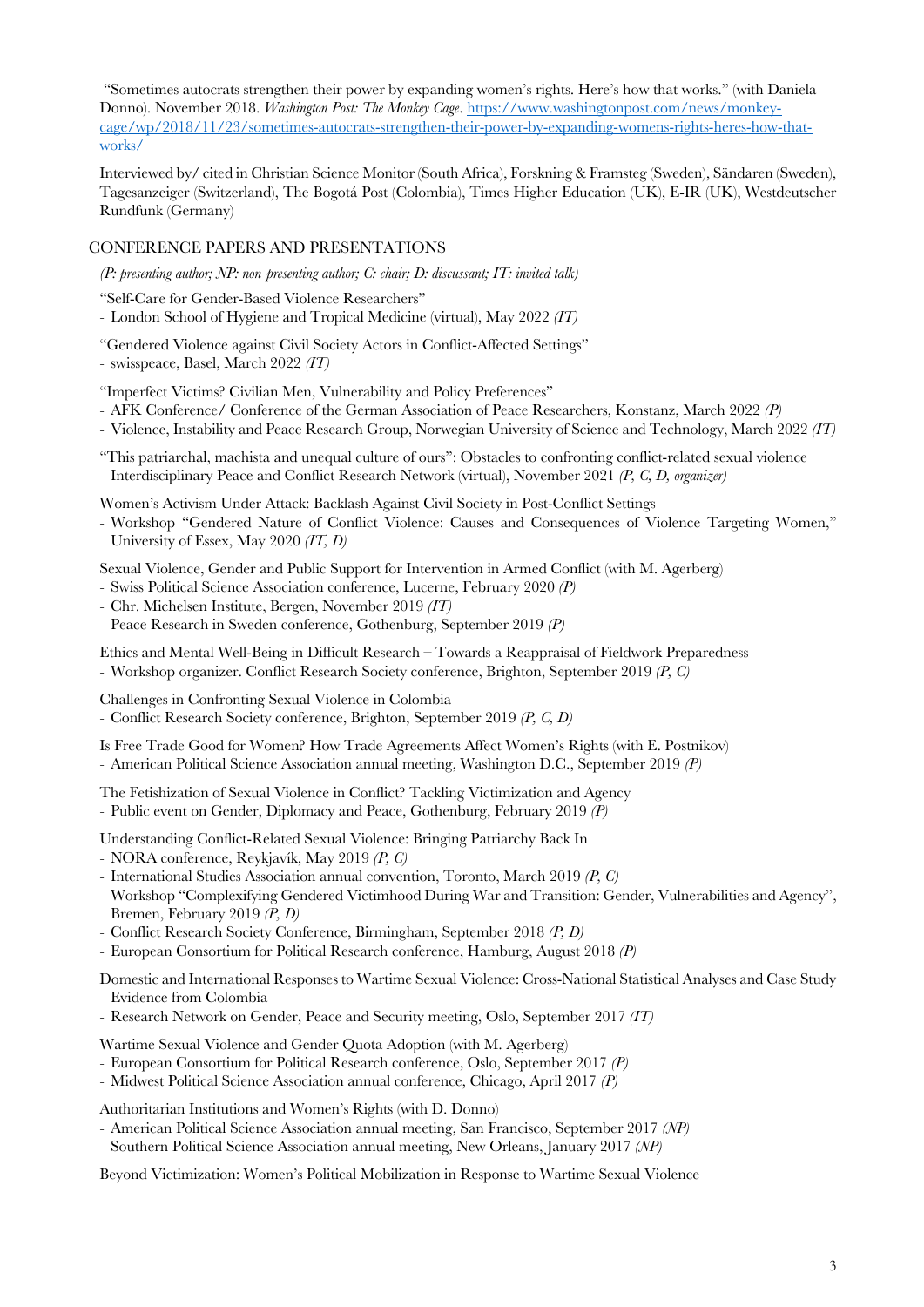"Sometimes autocrats strengthen their power by expanding women's rights. Here's how that works." (with Daniela Donno). November 2018. *Washington Post: The Monkey Cage*. https://www.washingtonpost.com/news/monkey-cage/wp/2018/11/23/sometimes-autocrats-strengthen-their-power-by-expanding-womens-rights-heres-how-that-works/

Interviewed by/ cited in Christian Science Monitor (South Africa), Forskning & Framsteg (Sweden), Sändaren (Sweden), Tagesanzeiger (Switzerland), The Bogotá Post (Colombia), Times Higher Education (UK), E-IR (UK), Westdeutscher Rundfunk (Germany)

## CONFERENCE PAPERS AND PRESENTATIONS

*(P: presenting author; NP: non-presenting author; C: chair; D: discussant; IT: invited talk)*

"Self-Care for Gender-Based Violence Researchers"
- London School of Hygiene and Tropical Medicine (virtual), May 2022 *(IT)*

"Gendered Violence against Civil Society Actors in Conflict-Affected Settings"
- swisspeace, Basel, March 2022 *(IT)*

"Imperfect Victims? Civilian Men, Vulnerability and Policy Preferences"
- AFK Conference/ Conference of the German Association of Peace Researchers, Konstanz, March 2022 *(P)*
- Violence, Instability and Peace Research Group, Norwegian University of Science and Technology, March 2022 *(IT)*

"This patriarchal, machista and unequal culture of ours": Obstacles to confronting conflict-related sexual violence
- Interdisciplinary Peace and Conflict Research Network (virtual), November 2021 *(P, C, D, organizer)*

Women's Activism Under Attack: Backlash Against Civil Society in Post-Conflict Settings
- Workshop "Gendered Nature of Conflict Violence: Causes and Consequences of Violence Targeting Women," University of Essex, May 2020 *(IT, D)*

Sexual Violence, Gender and Public Support for Intervention in Armed Conflict (with M. Agerberg)
- Swiss Political Science Association conference, Lucerne, February 2020 *(P)*
- Chr. Michelsen Institute, Bergen, November 2019 *(IT)*
- Peace Research in Sweden conference, Gothenburg, September 2019 *(P)*

Ethics and Mental Well-Being in Difficult Research – Towards a Reappraisal of Fieldwork Preparedness
- Workshop organizer. Conflict Research Society conference, Brighton, September 2019 *(P, C)*

Challenges in Confronting Sexual Violence in Colombia
- Conflict Research Society conference, Brighton, September 2019 *(P, C, D)*

Is Free Trade Good for Women? How Trade Agreements Affect Women's Rights (with E. Postnikov)
- American Political Science Association annual meeting, Washington D.C., September 2019 *(P)*

The Fetishization of Sexual Violence in Conflict? Tackling Victimization and Agency
- Public event on Gender, Diplomacy and Peace, Gothenburg, February 2019 *(P)*

Understanding Conflict-Related Sexual Violence: Bringing Patriarchy Back In
- NORA conference, Reykjavík, May 2019 *(P, C)*
- International Studies Association annual convention, Toronto, March 2019 *(P, C)*
- Workshop "Complexifying Gendered Victimhood During War and Transition: Gender, Vulnerabilities and Agency", Bremen, February 2019 *(P, D)*
- Conflict Research Society Conference, Birmingham, September 2018 *(P, D)*
- European Consortium for Political Research conference, Hamburg, August 2018 *(P)*

Domestic and International Responses to Wartime Sexual Violence: Cross-National Statistical Analyses and Case Study Evidence from Colombia
- Research Network on Gender, Peace and Security meeting, Oslo, September 2017 *(IT)*

Wartime Sexual Violence and Gender Quota Adoption (with M. Agerberg)
- European Consortium for Political Research conference, Oslo, September 2017 *(P)*
- Midwest Political Science Association annual conference, Chicago, April 2017 *(P)*

Authoritarian Institutions and Women's Rights (with D. Donno)
- American Political Science Association annual meeting, San Francisco, September 2017 *(NP)*
- Southern Political Science Association annual meeting, New Orleans, January 2017 *(NP)*

Beyond Victimization: Women's Political Mobilization in Response to Wartime Sexual Violence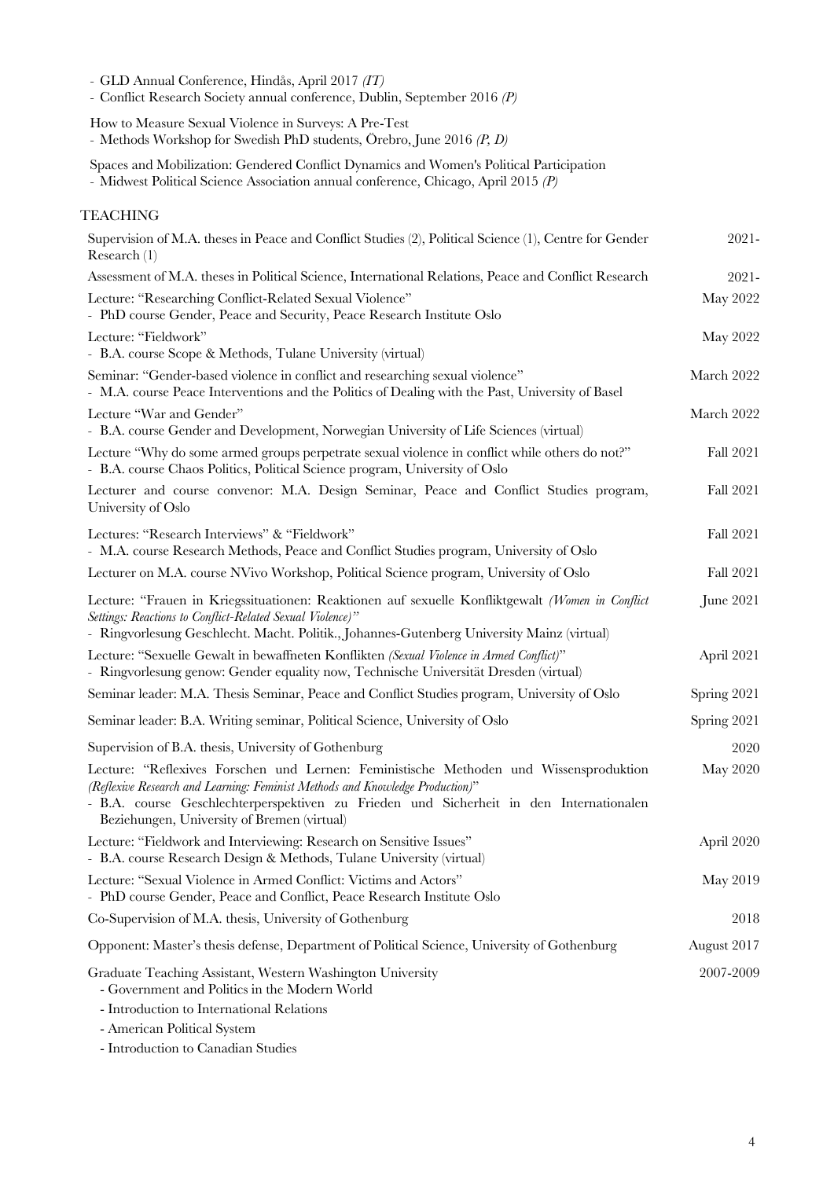- GLD Annual Conference, Hindås, April 2017 *(IT)*
- Conflict Research Society annual conference, Dublin, September 2016 *(P)*

How to Measure Sexual Violence in Surveys: A Pre-Test
- Methods Workshop for Swedish PhD students, Örebro, June 2016 *(P, D)*

Spaces and Mobilization: Gendered Conflict Dynamics and Women's Political Participation
- Midwest Political Science Association annual conference, Chicago, April 2015 *(P)*

## TEACHING

| | |
|---|---|
| Supervision of M.A. theses in Peace and Conflict Studies (2), Political Science (1), Centre for Gender Research (1) | 2021- |
| Assessment of M.A. theses in Political Science, International Relations, Peace and Conflict Research | 2021- |
| Lecture: "Researching Conflict-Related Sexual Violence"<br>- PhD course Gender, Peace and Security, Peace Research Institute Oslo | May 2022 |
| Lecture: "Fieldwork"<br>- B.A. course Scope & Methods, Tulane University (virtual) | May 2022 |
| Seminar: "Gender-based violence in conflict and researching sexual violence"<br>- M.A. course Peace Interventions and the Politics of Dealing with the Past, University of Basel | March 2022 |
| Lecture "War and Gender"<br>- B.A. course Gender and Development, Norwegian University of Life Sciences (virtual) | March 2022 |
| Lecture "Why do some armed groups perpetrate sexual violence in conflict while others do not?"<br>- B.A. course Chaos Politics, Political Science program, University of Oslo | Fall 2021 |
| Lecturer and course convenor: M.A. Design Seminar, Peace and Conflict Studies program, University of Oslo | Fall 2021 |
| Lectures: "Research Interviews" & "Fieldwork"<br>- M.A. course Research Methods, Peace and Conflict Studies program, University of Oslo | Fall 2021 |
| Lecturer on M.A. course NVivo Workshop, Political Science program, University of Oslo | Fall 2021 |
| Lecture: "Frauen in Kriegssituationen: Reaktionen auf sexuelle Konfliktgewalt *(Women in Conflict Settings: Reactions to Conflict-Related Sexual Violence)*"<br>- Ringvorlesung Geschlecht. Macht. Politik., Johannes-Gutenberg University Mainz (virtual) | June 2021 |
| Lecture: "Sexuelle Gewalt in bewaffneten Konflikten *(Sexual Violence in Armed Conflict)*"<br>- Ringvorlesung genow: Gender equality now, Technische Universität Dresden (virtual) | April 2021 |
| Seminar leader: M.A. Thesis Seminar, Peace and Conflict Studies program, University of Oslo | Spring 2021 |
| Seminar leader: B.A. Writing seminar, Political Science, University of Oslo | Spring 2021 |
| Supervision of B.A. thesis, University of Gothenburg | 2020 |
| Lecture: "Reflexives Forschen und Lernen: Feministische Methoden und Wissensproduktion *(Reflexive Research and Learning: Feminist Methods and Knowledge Production)*"<br>- B.A. course Geschlechterperspektiven zu Frieden und Sicherheit in den Internationalen Beziehungen, University of Bremen (virtual) | May 2020 |
| Lecture: "Fieldwork and Interviewing: Research on Sensitive Issues"<br>- B.A. course Research Design & Methods, Tulane University (virtual) | April 2020 |
| Lecture: "Sexual Violence in Armed Conflict: Victims and Actors"<br>- PhD course Gender, Peace and Conflict, Peace Research Institute Oslo | May 2019 |
| Co-Supervision of M.A. thesis, University of Gothenburg | 2018 |
| Opponent: Master's thesis defense, Department of Political Science, University of Gothenburg | August 2017 |
| Graduate Teaching Assistant, Western Washington University<br>- Government and Politics in the Modern World<br>- Introduction to International Relations<br>- American Political System<br>- Introduction to Canadian Studies | 2007-2009 |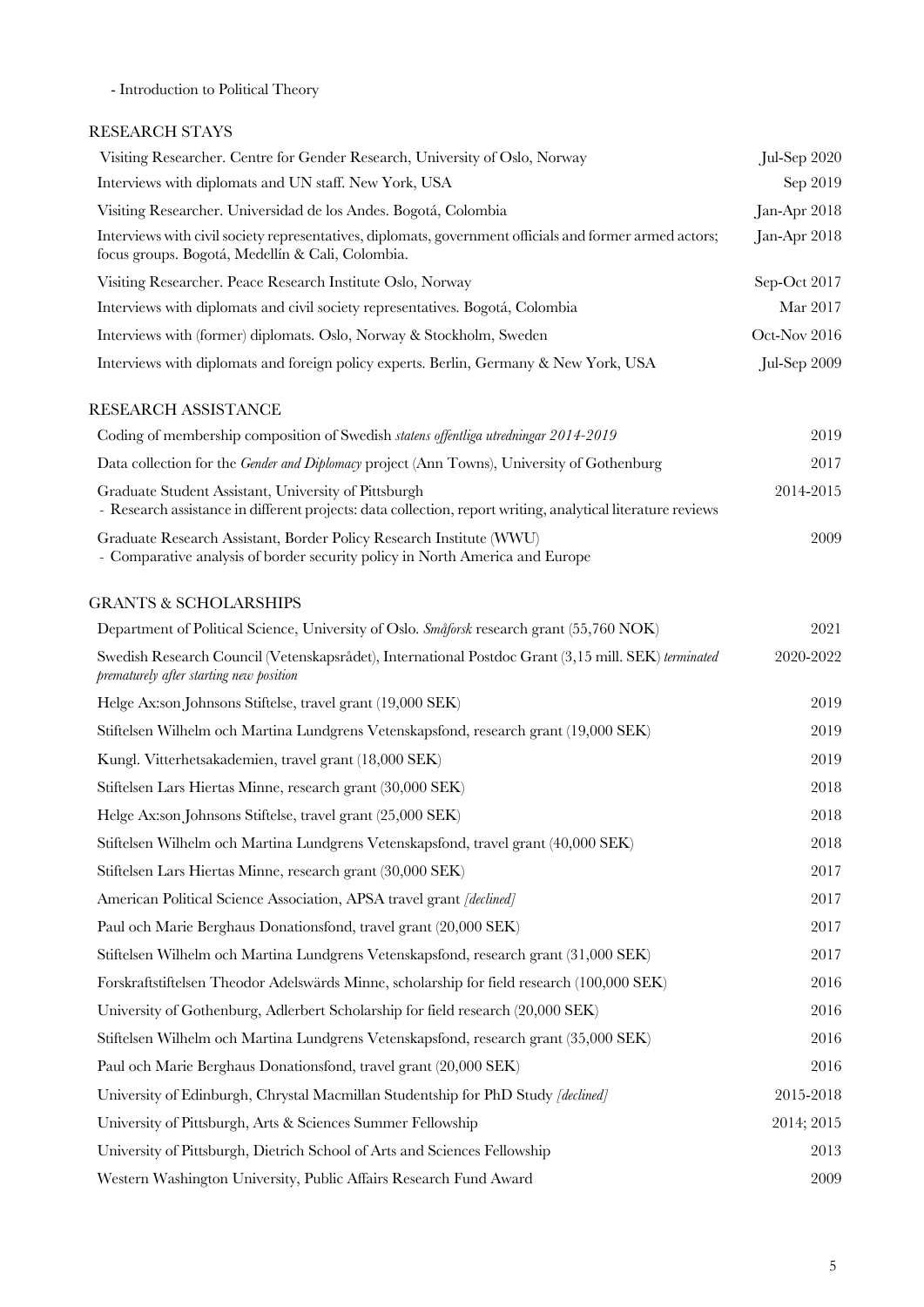- Introduction to Political Theory

## RESEARCH STAYS

| | |
|---|---|
| Visiting Researcher. Centre for Gender Research, University of Oslo, Norway | Jul-Sep 2020 |
| Interviews with diplomats and UN staff. New York, USA | Sep 2019 |
| Visiting Researcher. Universidad de los Andes. Bogotá, Colombia | Jan-Apr 2018 |
| Interviews with civil society representatives, diplomats, government officials and former armed actors; focus groups. Bogotá, Medellín & Cali, Colombia. | Jan-Apr 2018 |
| Visiting Researcher. Peace Research Institute Oslo, Norway | Sep-Oct 2017 |
| Interviews with diplomats and civil society representatives. Bogotá, Colombia | Mar 2017 |
| Interviews with (former) diplomats. Oslo, Norway & Stockholm, Sweden | Oct-Nov 2016 |
| Interviews with diplomats and foreign policy experts. Berlin, Germany & New York, USA | Jul-Sep 2009 |

## RESEARCH ASSISTANCE

| | |
|---|---|
| Coding of membership composition of Swedish *statens offentliga utredningar 2014-2019* | 2019 |
| Data collection for the *Gender and Diplomacy* project (Ann Towns), University of Gothenburg | 2017 |
| Graduate Student Assistant, University of Pittsburgh<br>- Research assistance in different projects: data collection, report writing, analytical literature reviews | 2014-2015 |
| Graduate Research Assistant, Border Policy Research Institute (WWU)<br>- Comparative analysis of border security policy in North America and Europe | 2009 |

## GRANTS & SCHOLARSHIPS

| | |
|---|---|
| Department of Political Science, University of Oslo. *Småforsk* research grant (55,760 NOK) | 2021 |
| Swedish Research Council (Vetenskapsrådet), International Postdoc Grant (3,15 mill. SEK) *terminated prematurely after starting new position* | 2020-2022 |
| Helge Ax:son Johnsons Stiftelse, travel grant (19,000 SEK) | 2019 |
| Stiftelsen Wilhelm och Martina Lundgrens Vetenskapsfond, research grant (19,000 SEK) | 2019 |
| Kungl. Vitterhetsakademien, travel grant (18,000 SEK) | 2019 |
| Stiftelsen Lars Hiertas Minne, research grant (30,000 SEK) | 2018 |
| Helge Ax:son Johnsons Stiftelse, travel grant (25,000 SEK) | 2018 |
| Stiftelsen Wilhelm och Martina Lundgrens Vetenskapsfond, travel grant (40,000 SEK) | 2018 |
| Stiftelsen Lars Hiertas Minne, research grant (30,000 SEK) | 2017 |
| American Political Science Association, APSA travel grant *[declined]* | 2017 |
| Paul och Marie Berghaus Donationsfond, travel grant (20,000 SEK) | 2017 |
| Stiftelsen Wilhelm och Martina Lundgrens Vetenskapsfond, research grant (31,000 SEK) | 2017 |
| Forskraftstiftelsen Theodor Adelswärds Minne, scholarship for field research (100,000 SEK) | 2016 |
| University of Gothenburg, Adlerbert Scholarship for field research (20,000 SEK) | 2016 |
| Stiftelsen Wilhelm och Martina Lundgrens Vetenskapsfond, research grant (35,000 SEK) | 2016 |
| Paul och Marie Berghaus Donationsfond, travel grant (20,000 SEK) | 2016 |
| University of Edinburgh, Chrystal Macmillan Studentship for PhD Study *[declined]* | 2015-2018 |
| University of Pittsburgh, Arts & Sciences Summer Fellowship | 2014; 2015 |
| University of Pittsburgh, Dietrich School of Arts and Sciences Fellowship | 2013 |
| Western Washington University, Public Affairs Research Fund Award | 2009 |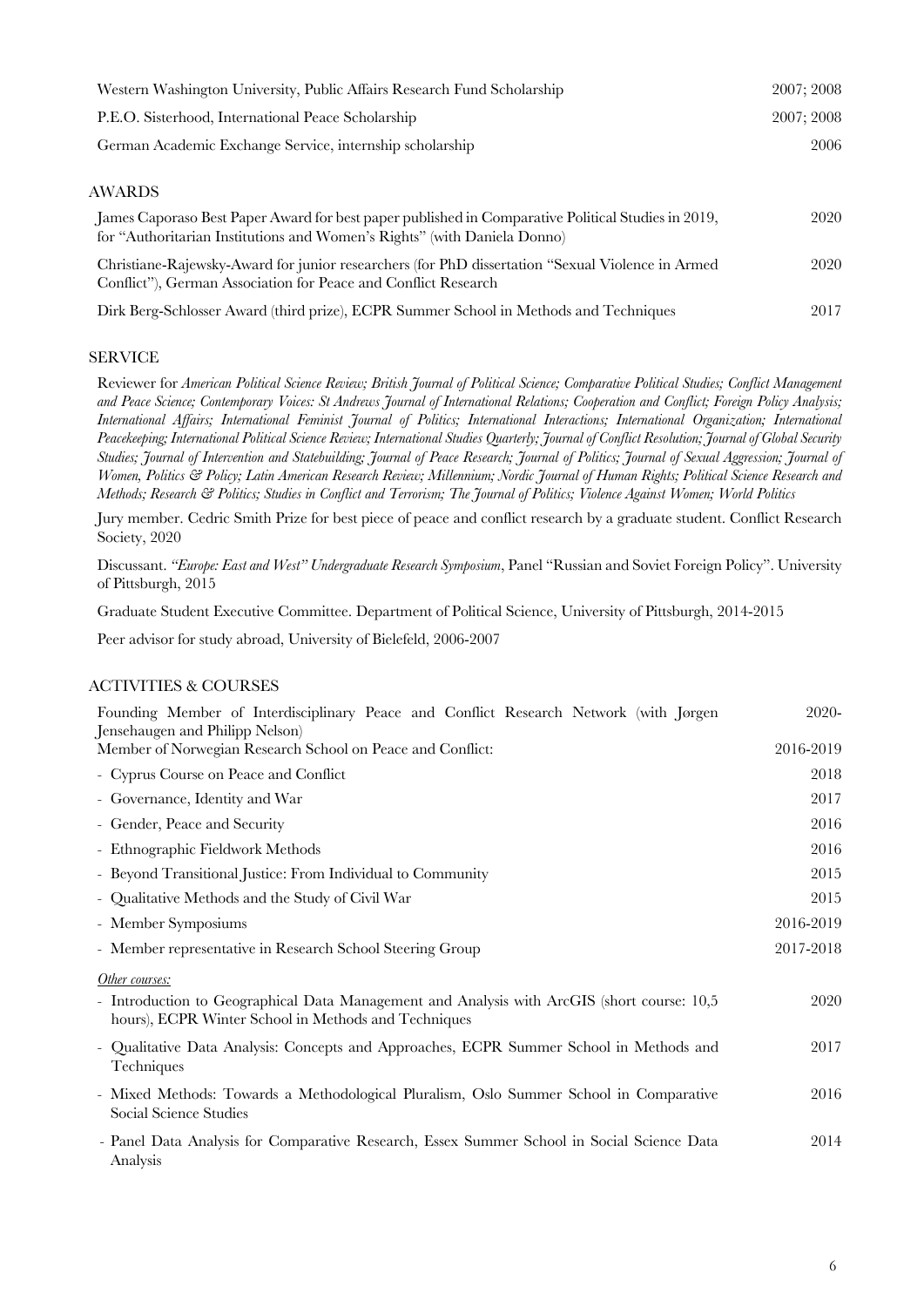| | |
|---|---|
| Western Washington University, Public Affairs Research Fund Scholarship | 2007; 2008 |
| P.E.O. Sisterhood, International Peace Scholarship | 2007; 2008 |
| German Academic Exchange Service, internship scholarship | 2006 |

## AWARDS

| | |
|---|---|
| James Caporaso Best Paper Award for best paper published in Comparative Political Studies in 2019, for "Authoritarian Institutions and Women's Rights" (with Daniela Donno) | 2020 |
| Christiane-Rajewsky-Award for junior researchers (for PhD dissertation "Sexual Violence in Armed Conflict"), German Association for Peace and Conflict Research | 2020 |
| Dirk Berg-Schlosser Award (third prize), ECPR Summer School in Methods and Techniques | 2017 |

## SERVICE

Reviewer for *American Political Science Review; British Journal of Political Science; Comparative Political Studies; Conflict Management and Peace Science; Contemporary Voices: St Andrews Journal of International Relations; Cooperation and Conflict; Foreign Policy Analysis; International Affairs; International Feminist Journal of Politics; International Interactions; International Organization; International Peacekeeping; International Political Science Review; International Studies Quarterly; Journal of Conflict Resolution; Journal of Global Security Studies; Journal of Intervention and Statebuilding; Journal of Peace Research; Journal of Politics; Journal of Sexual Aggression; Journal of Women, Politics & Policy; Latin American Research Review; Millennium; Nordic Journal of Human Rights; Political Science Research and Methods; Research & Politics; Studies in Conflict and Terrorism; The Journal of Politics; Violence Against Women; World Politics*

Jury member. Cedric Smith Prize for best piece of peace and conflict research by a graduate student. Conflict Research Society, 2020

Discussant. *"Europe: East and West" Undergraduate Research Symposium*, Panel "Russian and Soviet Foreign Policy". University of Pittsburgh, 2015

Graduate Student Executive Committee. Department of Political Science, University of Pittsburgh, 2014-2015

Peer advisor for study abroad, University of Bielefeld, 2006-2007

## ACTIVITIES & COURSES

| | |
|---|---|
| Founding Member of Interdisciplinary Peace and Conflict Research Network (with Jørgen Jensehaugen and Philipp Nelson) | 2020- |
| Member of Norwegian Research School on Peace and Conflict: | 2016-2019 |
| - Cyprus Course on Peace and Conflict | 2018 |
| - Governance, Identity and War | 2017 |
| - Gender, Peace and Security | 2016 |
| - Ethnographic Fieldwork Methods | 2016 |
| - Beyond Transitional Justice: From Individual to Community | 2015 |
| - Qualitative Methods and the Study of Civil War | 2015 |
| - Member Symposiums | 2016-2019 |
| - Member representative in Research School Steering Group | 2017-2018 |
| *Other courses:* | |
| - Introduction to Geographical Data Management and Analysis with ArcGIS (short course: 10,5 hours), ECPR Winter School in Methods and Techniques | 2020 |
| - Qualitative Data Analysis: Concepts and Approaches, ECPR Summer School in Methods and Techniques | 2017 |
| - Mixed Methods: Towards a Methodological Pluralism, Oslo Summer School in Comparative Social Science Studies | 2016 |
| - Panel Data Analysis for Comparative Research, Essex Summer School in Social Science Data Analysis | 2014 |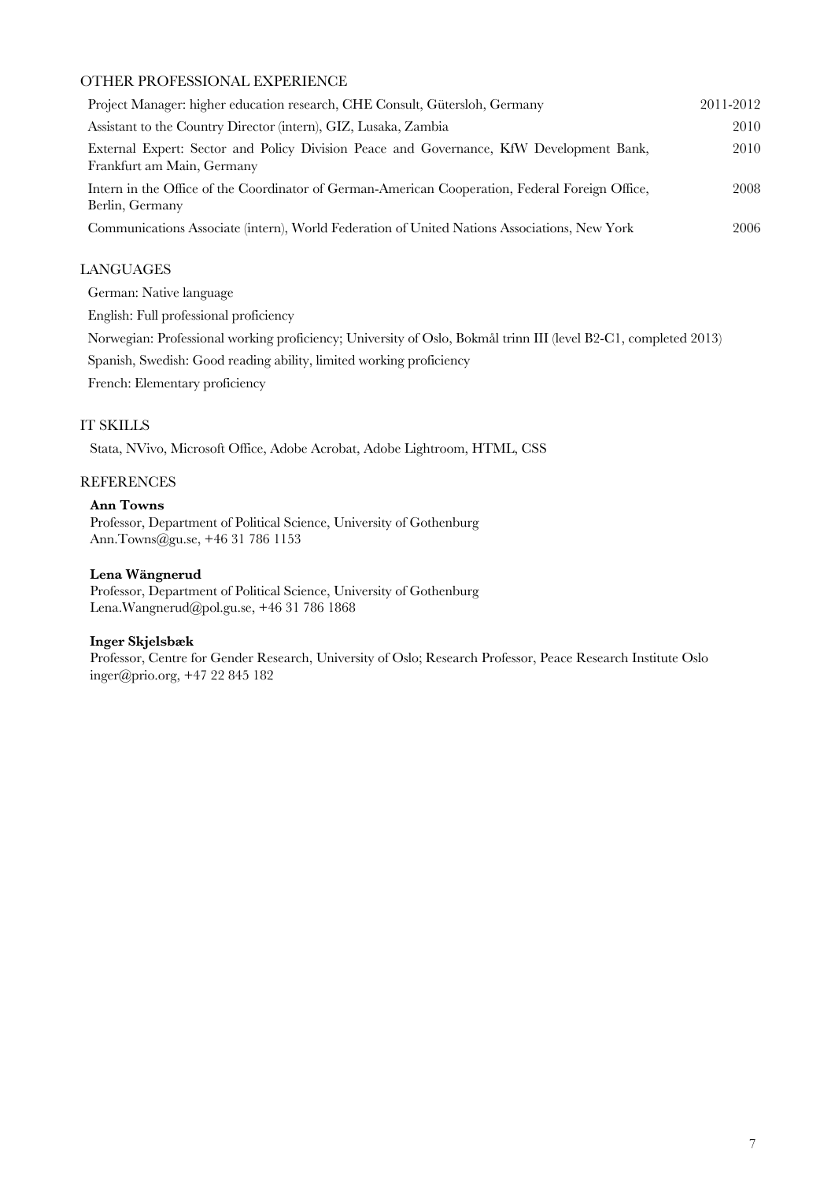## OTHER PROFESSIONAL EXPERIENCE

| | |
|---|---|
| Project Manager: higher education research, CHE Consult, Gütersloh, Germany | 2011-2012 |
| Assistant to the Country Director (intern), GIZ, Lusaka, Zambia | 2010 |
| External Expert: Sector and Policy Division Peace and Governance, KfW Development Bank, Frankfurt am Main, Germany | 2010 |
| Intern in the Office of the Coordinator of German-American Cooperation, Federal Foreign Office, Berlin, Germany | 2008 |
| Communications Associate (intern), World Federation of United Nations Associations, New York | 2006 |

## LANGUAGES

German: Native language

English: Full professional proficiency

Norwegian: Professional working proficiency; University of Oslo, Bokmål trinn III (level B2-C1, completed 2013)

Spanish, Swedish: Good reading ability, limited working proficiency

French: Elementary proficiency

## IT SKILLS

Stata, NVivo, Microsoft Office, Adobe Acrobat, Adobe Lightroom, HTML, CSS

## REFERENCES

**Ann Towns**
Professor, Department of Political Science, University of Gothenburg
Ann.Towns@gu.se, +46 31 786 1153

**Lena Wängnerud**
Professor, Department of Political Science, University of Gothenburg
Lena.Wangnerud@pol.gu.se, +46 31 786 1868

**Inger Skjelsbæk**
Professor, Centre for Gender Research, University of Oslo; Research Professor, Peace Research Institute Oslo
inger@prio.org, +47 22 845 182